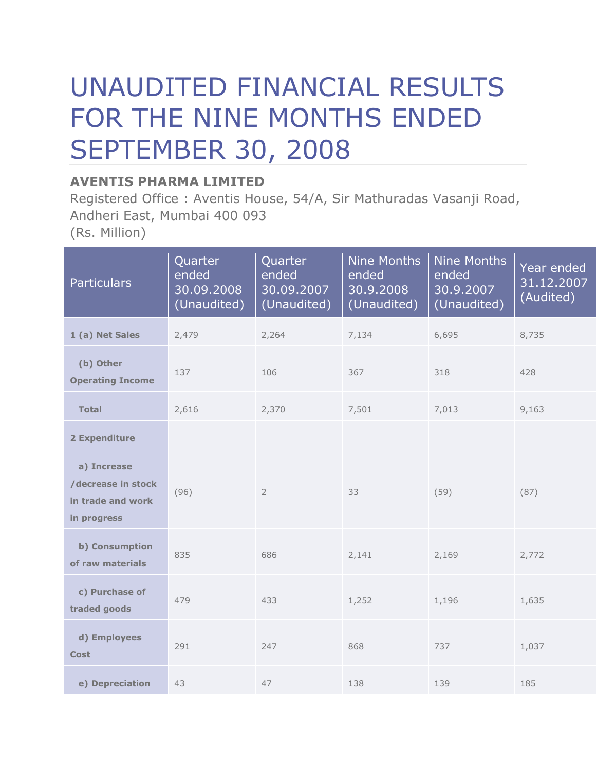# UNAUDITED FINANCIAL RESULTS FOR THE NINE MONTHS ENDED SEPTEMBER 30, 2008

**AVENTIS PHARMA LIMITED**

Registered Office : Aventis House, 54/A, Sir Mathuradas Vasanji Road, Andheri East, Mumbai 400 093

(Rs. Million)

| Particulars | Quarter ended 30.09.2008 (Unaudited) | Quarter ended 30.09.2007 (Unaudited) | Nine Months ended 30.9.2008 (Unaudited) | Nine Months ended 30.9.2007 (Unaudited) | Year ended 31.12.2007 (Audited) |
|---|---|---|---|---|---|
| **1 (a) Net Sales** | 2,479 | 2,264 | 7,134 | 6,695 | 8,735 |
| **(b) Other Operating Income** | 137 | 106 | 367 | 318 | 428 |
| **Total** | 2,616 | 2,370 | 7,501 | 7,013 | 9,163 |
| **2 Expenditure** | | | | | |
| **a) Increase /decrease in stock in trade and work in progress** | (96) | 2 | 33 | (59) | (87) |
| **b) Consumption of raw materials** | 835 | 686 | 2,141 | 2,169 | 2,772 |
| **c) Purchase of traded goods** | 479 | 433 | 1,252 | 1,196 | 1,635 |
| **d) Employees Cost** | 291 | 247 | 868 | 737 | 1,037 |
| **e) Depreciation** | 43 | 47 | 138 | 139 | 185 |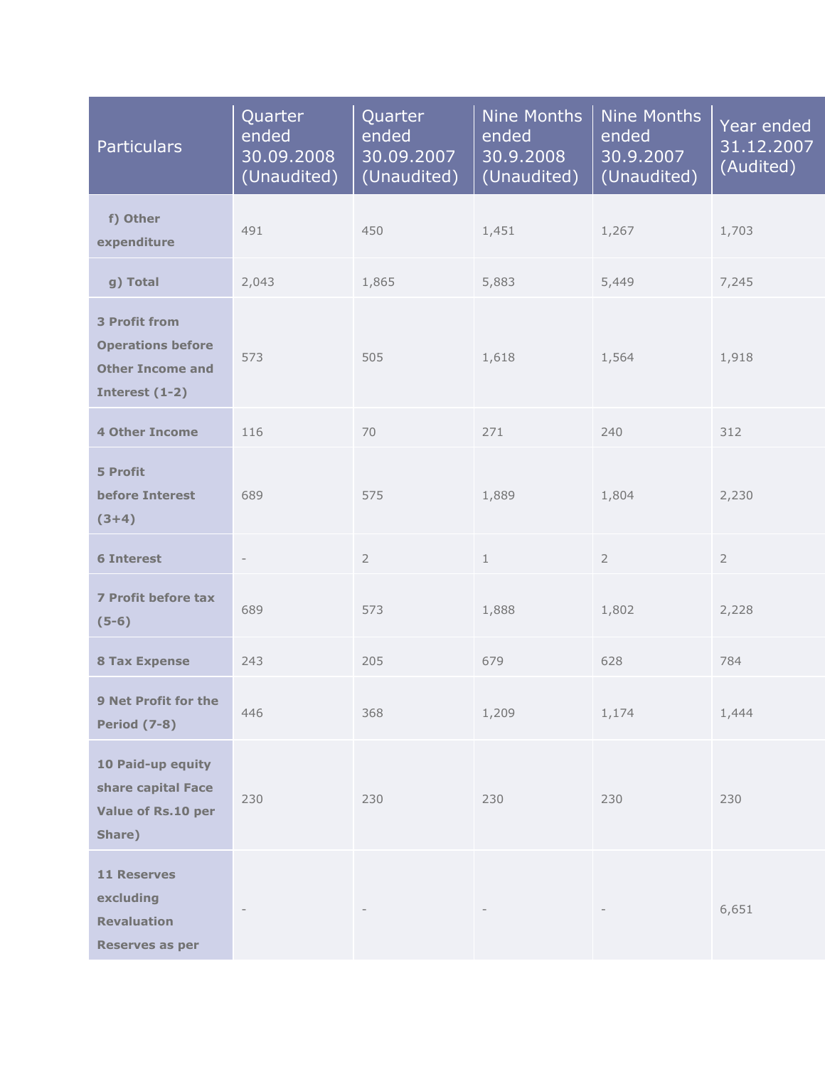| Particulars | Quarter ended 30.09.2008 (Unaudited) | Quarter ended 30.09.2007 (Unaudited) | Nine Months ended 30.9.2008 (Unaudited) | Nine Months ended 30.9.2007 (Unaudited) | Year ended 31.12.2007 (Audited) |
|---|---|---|---|---|---|
| **f) Other expenditure** | 491 | 450 | 1,451 | 1,267 | 1,703 |
| **g) Total** | 2,043 | 1,865 | 5,883 | 5,449 | 7,245 |
| **3 Profit from Operations before Other Income and Interest (1-2)** | 573 | 505 | 1,618 | 1,564 | 1,918 |
| **4 Other Income** | 116 | 70 | 271 | 240 | 312 |
| **5 Profit before Interest (3+4)** | 689 | 575 | 1,889 | 1,804 | 2,230 |
| **6 Interest** | - | 2 | 1 | 2 | 2 |
| **7 Profit before tax (5-6)** | 689 | 573 | 1,888 | 1,802 | 2,228 |
| **8 Tax Expense** | 243 | 205 | 679 | 628 | 784 |
| **9 Net Profit for the Period (7-8)** | 446 | 368 | 1,209 | 1,174 | 1,444 |
| **10 Paid-up equity share capital Face Value of Rs.10 per Share)** | 230 | 230 | 230 | 230 | 230 |
| **11 Reserves excluding Revaluation Reserves as per** | - | - | - | - | 6,651 |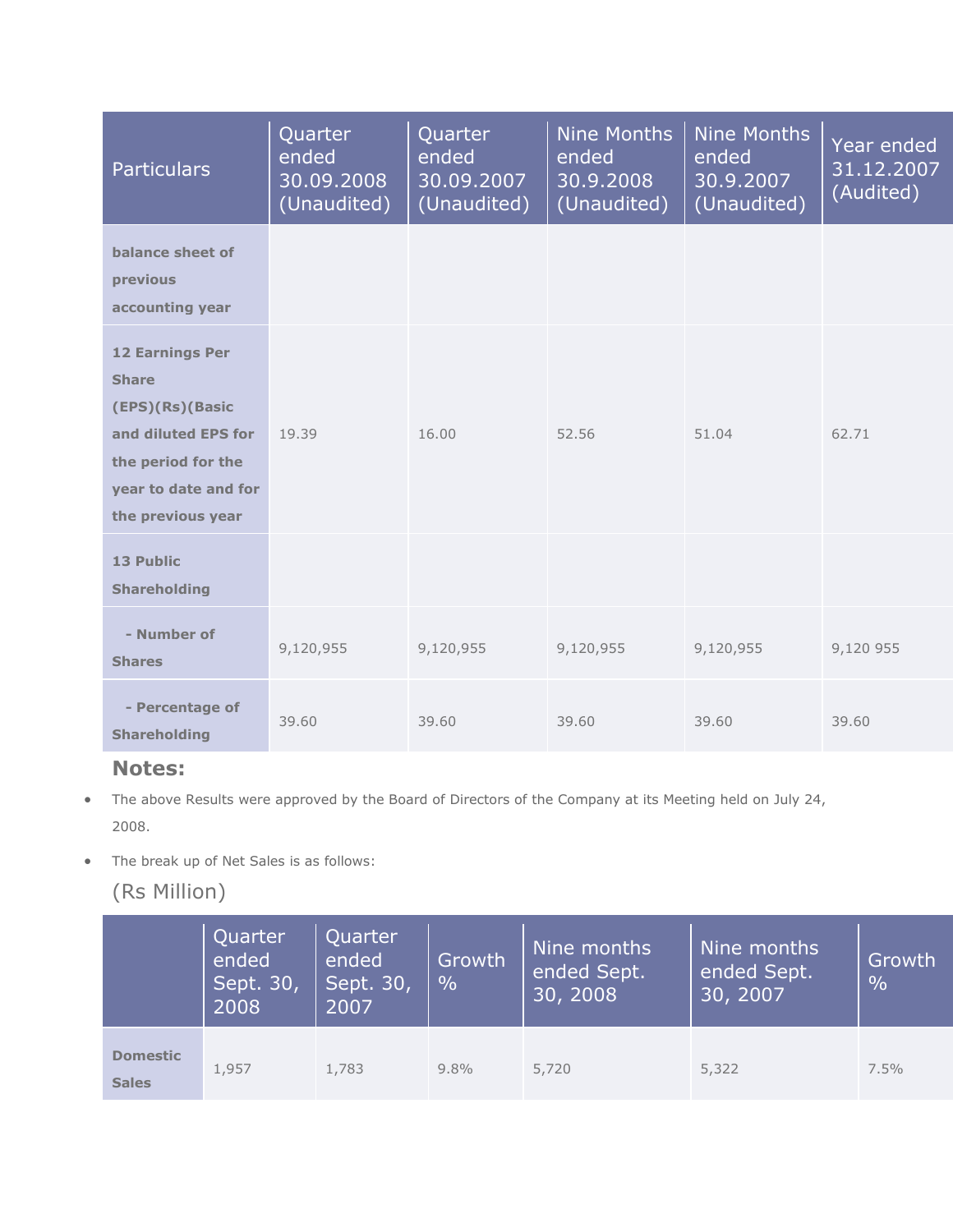| Particulars | Quarter ended 30.09.2008 (Unaudited) | Quarter ended 30.09.2007 (Unaudited) | Nine Months ended 30.9.2008 (Unaudited) | Nine Months ended 30.9.2007 (Unaudited) | Year ended 31.12.2007 (Audited) |
|---|---|---|---|---|---|
| **balance sheet of previous accounting year** | | | | | |
| **12 Earnings Per Share (EPS)(Rs)(Basic and diluted EPS for the period for the year to date and for the previous year** | 19.39 | 16.00 | 52.56 | 51.04 | 62.71 |
| **13 Public Shareholding** | | | | | |
| **- Number of Shares** | 9,120,955 | 9,120,955 | 9,120,955 | 9,120,955 | 9,120 955 |
| **- Percentage of Shareholding** | 39.60 | 39.60 | 39.60 | 39.60 | 39.60 |

### Notes:

- The above Results were approved by the Board of Directors of the Company at its Meeting held on July 24, 2008.
- The break up of Net Sales is as follows:

(Rs Million)

| | Quarter ended Sept. 30, 2008 | Quarter ended Sept. 30, 2007 | Growth % | Nine months ended Sept. 30, 2008 | Nine months ended Sept. 30, 2007 | Growth % |
|---|---|---|---|---|---|---|
| **Domestic Sales** | 1,957 | 1,783 | 9.8% | 5,720 | 5,322 | 7.5% |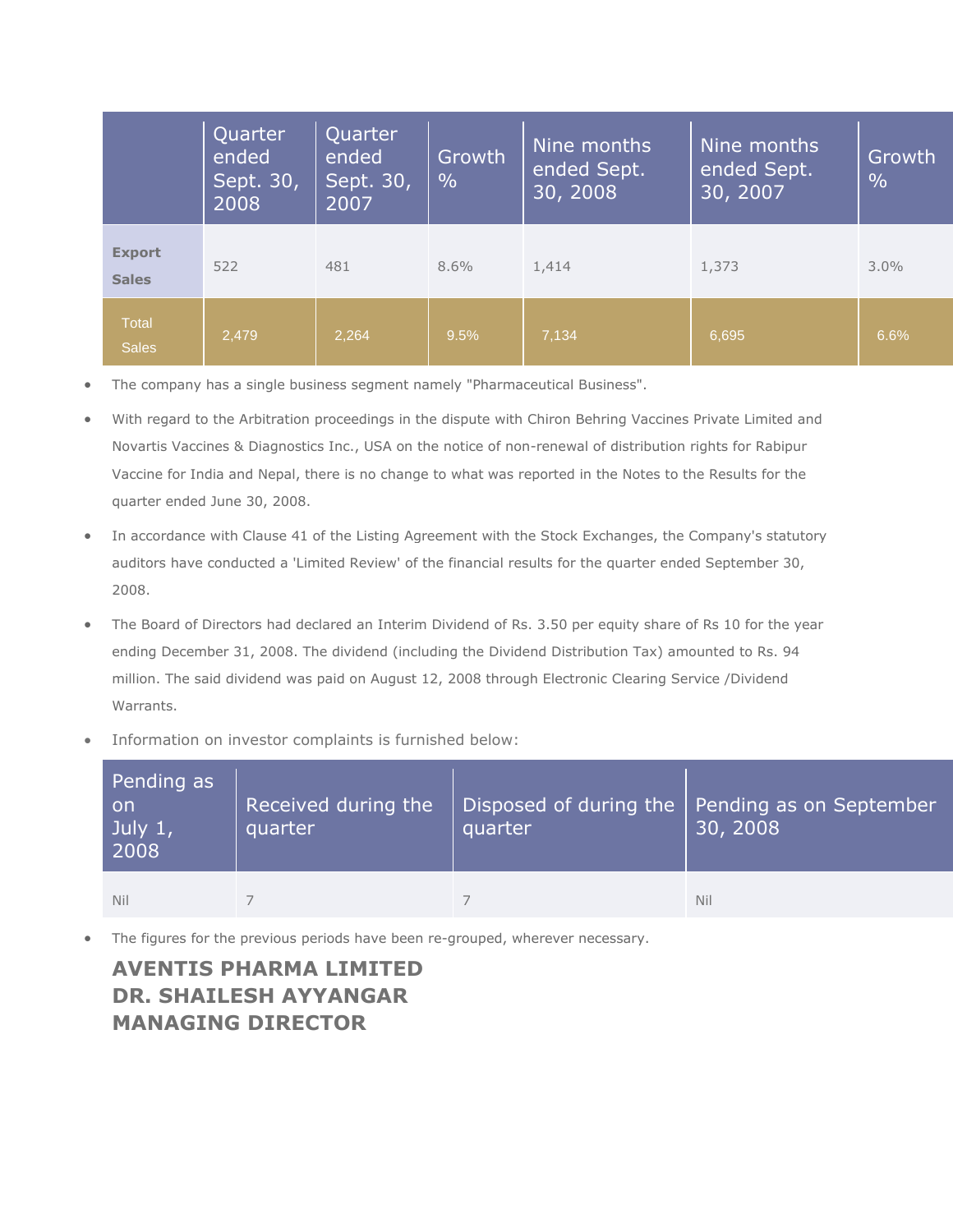| | Quarter ended Sept. 30, 2008 | Quarter ended Sept. 30, 2007 | Growth % | Nine months ended Sept. 30, 2008 | Nine months ended Sept. 30, 2007 | Growth % |
|---|---|---|---|---|---|---|
| **Export Sales** | 522 | 481 | 8.6% | 1,414 | 1,373 | 3.0% |
| Total Sales | 2,479 | 2,264 | 9.5% | 7,134 | 6,695 | 6.6% |

- The company has a single business segment namely "Pharmaceutical Business".
- With regard to the Arbitration proceedings in the dispute with Chiron Behring Vaccines Private Limited and Novartis Vaccines & Diagnostics Inc., USA on the notice of non-renewal of distribution rights for Rabipur Vaccine for India and Nepal, there is no change to what was reported in the Notes to the Results for the quarter ended June 30, 2008.
- In accordance with Clause 41 of the Listing Agreement with the Stock Exchanges, the Company's statutory auditors have conducted a 'Limited Review' of the financial results for the quarter ended September 30, 2008.
- The Board of Directors had declared an Interim Dividend of Rs. 3.50 per equity share of Rs 10 for the year ending December 31, 2008. The dividend (including the Dividend Distribution Tax) amounted to Rs. 94 million. The said dividend was paid on August 12, 2008 through Electronic Clearing Service /Dividend Warrants.
- Information on investor complaints is furnished below:

| Pending as on July 1, 2008 | Received during the quarter | Disposed of during the quarter | Pending as on September 30, 2008 |
|---|---|---|---|
| Nil | 7 | 7 | Nil |

- The figures for the previous periods have been re-grouped, wherever necessary.

**AVENTIS PHARMA LIMITED**
**DR. SHAILESH AYYANGAR**
**MANAGING DIRECTOR**